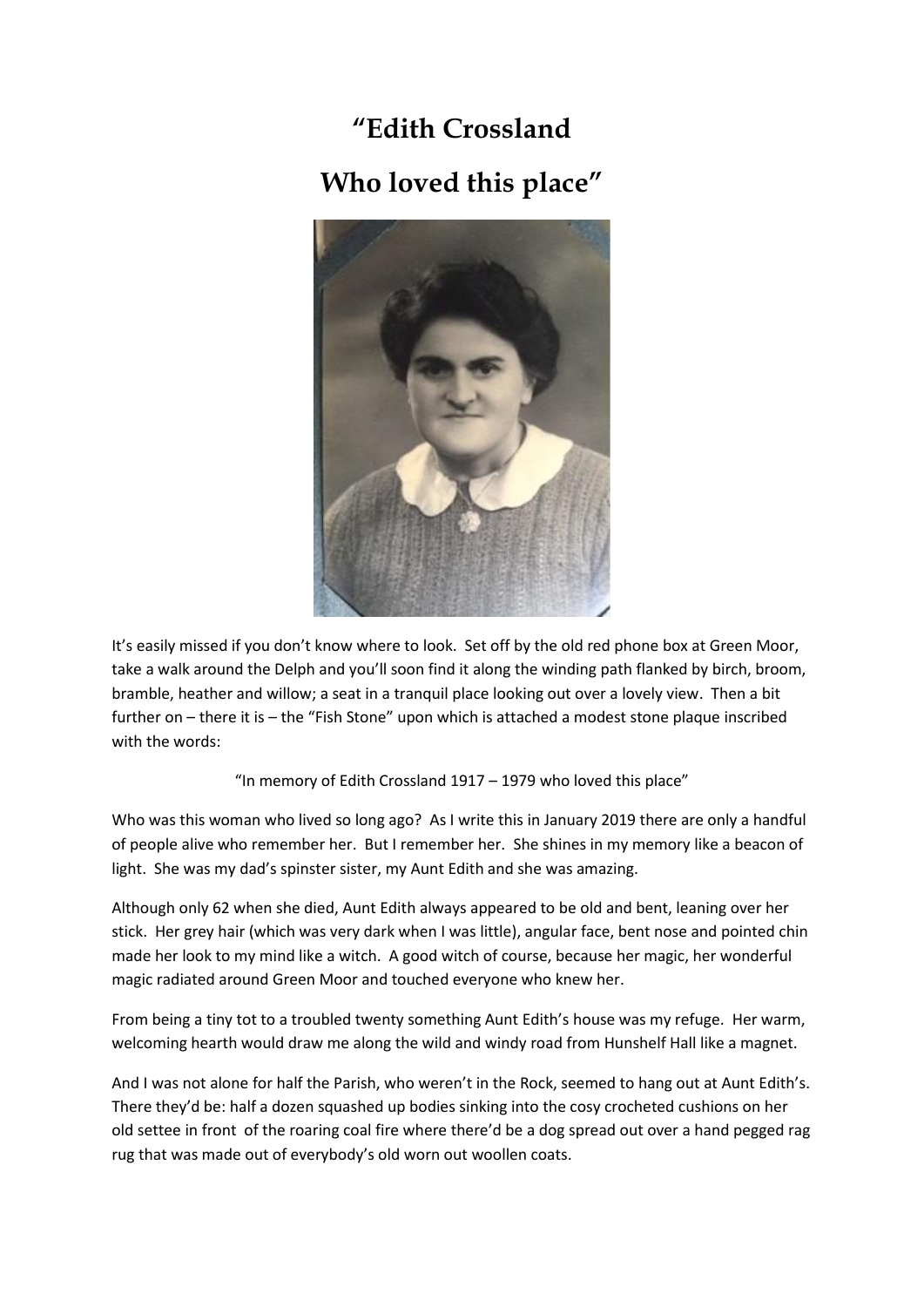# "Edith Crossland

# Who loved this place"

It's easily missed if you don't know where to look. Set off by the old red phone box at Green Moor, take a walk around the Delph and you'll soon find it along the winding path flanked by birch, broom, bramble, heather and willow; a seat in a tranquil place looking out over a lovely view. Then a bit further on – there it is – the "Fish Stone" upon which is attached a modest stone plaque inscribed with the words:

"In memory of Edith Crossland 1917 – 1979 who loved this place"

Who was this woman who lived so long ago? As I write this in January 2019 there are only a handful of people alive who remember her. But I remember her. She shines in my memory like a beacon of light. She was my dad's spinster sister, my Aunt Edith and she was amazing.

Although only 62 when she died, Aunt Edith always appeared to be old and bent, leaning over her stick. Her grey hair (which was very dark when I was little), angular face, bent nose and pointed chin made her look to my mind like a witch. A good witch of course, because her magic, her wonderful magic radiated around Green Moor and touched everyone who knew her.

From being a tiny tot to a troubled twenty something Aunt Edith's house was my refuge. Her warm, welcoming hearth would draw me along the wild and windy road from Hunshelf Hall like a magnet.

And I was not alone for half the Parish, who weren't in the Rock, seemed to hang out at Aunt Edith's. There they'd be: half a dozen squashed up bodies sinking into the cosy crocheted cushions on her old settee in front of the roaring coal fire where there'd be a dog spread out over a hand pegged rag rug that was made out of everybody's old worn out woollen coats.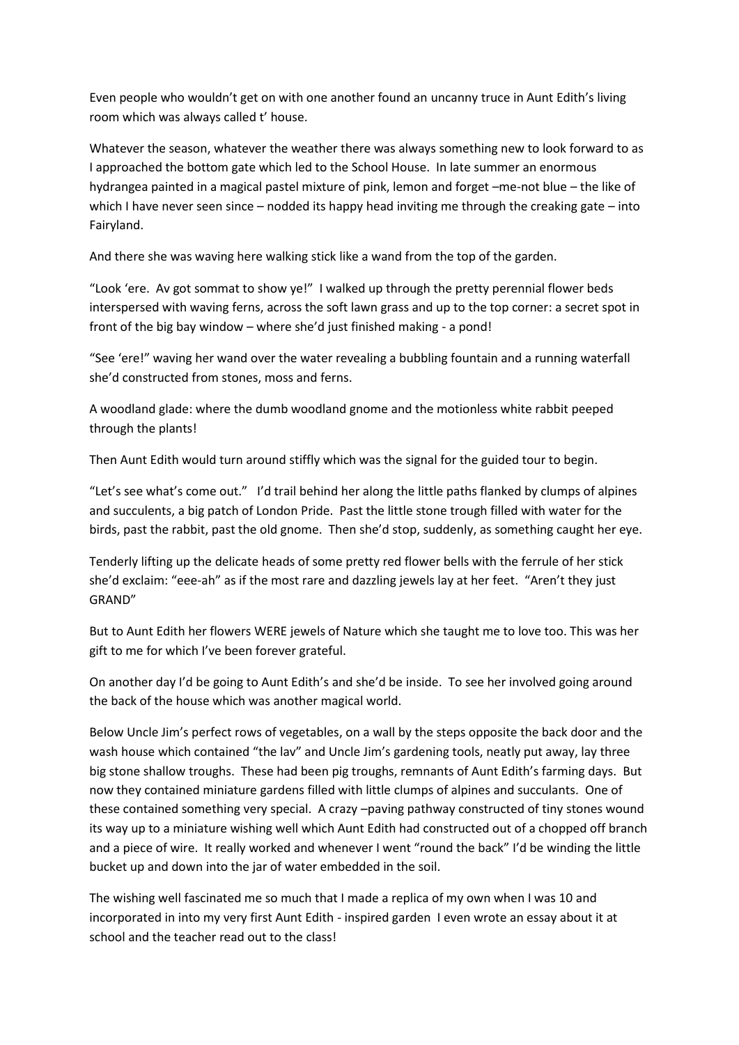Even people who wouldn't get on with one another found an uncanny truce in Aunt Edith's living room which was always called t' house.

Whatever the season, whatever the weather there was always something new to look forward to as I approached the bottom gate which led to the School House. In late summer an enormous hydrangea painted in a magical pastel mixture of pink, lemon and forget –me-not blue – the like of which I have never seen since – nodded its happy head inviting me through the creaking gate – into Fairyland.

And there she was waving here walking stick like a wand from the top of the garden.

"Look 'ere. Av got sommat to show ye!" I walked up through the pretty perennial flower beds interspersed with waving ferns, across the soft lawn grass and up to the top corner: a secret spot in front of the big bay window – where she'd just finished making - a pond!

"See 'ere!" waving her wand over the water revealing a bubbling fountain and a running waterfall she'd constructed from stones, moss and ferns.

A woodland glade: where the dumb woodland gnome and the motionless white rabbit peeped through the plants!

Then Aunt Edith would turn around stiffly which was the signal for the guided tour to begin.

"Let's see what's come out." I'd trail behind her along the little paths flanked by clumps of alpines and succulents, a big patch of London Pride. Past the little stone trough filled with water for the birds, past the rabbit, past the old gnome. Then she'd stop, suddenly, as something caught her eye.

Tenderly lifting up the delicate heads of some pretty red flower bells with the ferrule of her stick she'd exclaim: "eee-ah" as if the most rare and dazzling jewels lay at her feet. "Aren't they just GRAND"

But to Aunt Edith her flowers WERE jewels of Nature which she taught me to love too. This was her gift to me for which I've been forever grateful.

On another day I'd be going to Aunt Edith's and she'd be inside. To see her involved going around the back of the house which was another magical world.

Below Uncle Jim's perfect rows of vegetables, on a wall by the steps opposite the back door and the wash house which contained "the lav" and Uncle Jim's gardening tools, neatly put away, lay three big stone shallow troughs. These had been pig troughs, remnants of Aunt Edith's farming days. But now they contained miniature gardens filled with little clumps of alpines and succulants. One of these contained something very special. A crazy –paving pathway constructed of tiny stones wound its way up to a miniature wishing well which Aunt Edith had constructed out of a chopped off branch and a piece of wire. It really worked and whenever I went "round the back" I'd be winding the little bucket up and down into the jar of water embedded in the soil.

The wishing well fascinated me so much that I made a replica of my own when I was 10 and incorporated in into my very first Aunt Edith - inspired garden I even wrote an essay about it at school and the teacher read out to the class!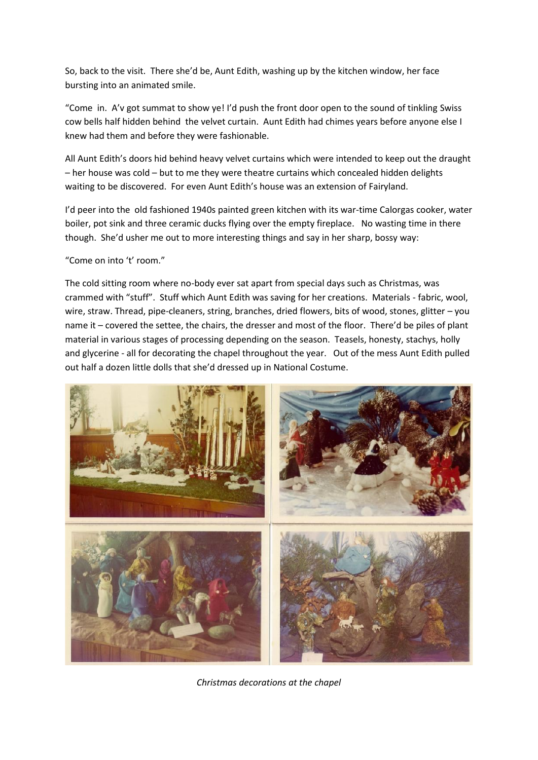So, back to the visit. There she'd be, Aunt Edith, washing up by the kitchen window, her face bursting into an animated smile.

"Come in. A'v got summat to show ye! I'd push the front door open to the sound of tinkling Swiss cow bells half hidden behind the velvet curtain. Aunt Edith had chimes years before anyone else I knew had them and before they were fashionable.

All Aunt Edith's doors hid behind heavy velvet curtains which were intended to keep out the draught – her house was cold – but to me they were theatre curtains which concealed hidden delights waiting to be discovered. For even Aunt Edith's house was an extension of Fairyland.

I'd peer into the old fashioned 1940s painted green kitchen with its war-time Calorgas cooker, water boiler, pot sink and three ceramic ducks flying over the empty fireplace. No wasting time in there though. She'd usher me out to more interesting things and say in her sharp, bossy way:

"Come on into 't' room."

The cold sitting room where no-body ever sat apart from special days such as Christmas, was crammed with "stuff". Stuff which Aunt Edith was saving for her creations. Materials - fabric, wool, wire, straw. Thread, pipe-cleaners, string, branches, dried flowers, bits of wood, stones, glitter – you name it – covered the settee, the chairs, the dresser and most of the floor. There'd be piles of plant material in various stages of processing depending on the season. Teasels, honesty, stachys, holly and glycerine - all for decorating the chapel throughout the year. Out of the mess Aunt Edith pulled out half a dozen little dolls that she'd dressed up in National Costume.

*Christmas decorations at the chapel*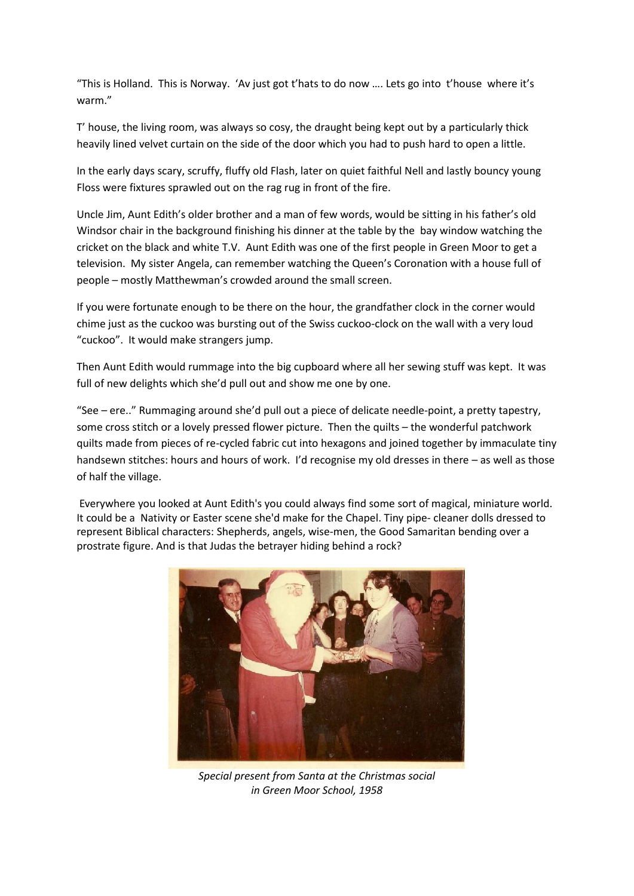"This is Holland. This is Norway. 'Av just got t'hats to do now …. Lets go into t'house where it's warm."

T' house, the living room, was always so cosy, the draught being kept out by a particularly thick heavily lined velvet curtain on the side of the door which you had to push hard to open a little.

In the early days scary, scruffy, fluffy old Flash, later on quiet faithful Nell and lastly bouncy young Floss were fixtures sprawled out on the rag rug in front of the fire.

Uncle Jim, Aunt Edith's older brother and a man of few words, would be sitting in his father's old Windsor chair in the background finishing his dinner at the table by the bay window watching the cricket on the black and white T.V. Aunt Edith was one of the first people in Green Moor to get a television. My sister Angela, can remember watching the Queen's Coronation with a house full of people – mostly Matthewman's crowded around the small screen.

If you were fortunate enough to be there on the hour, the grandfather clock in the corner would chime just as the cuckoo was bursting out of the Swiss cuckoo-clock on the wall with a very loud "cuckoo". It would make strangers jump.

Then Aunt Edith would rummage into the big cupboard where all her sewing stuff was kept. It was full of new delights which she'd pull out and show me one by one.

"See – ere.." Rummaging around she'd pull out a piece of delicate needle-point, a pretty tapestry, some cross stitch or a lovely pressed flower picture. Then the quilts – the wonderful patchwork quilts made from pieces of re-cycled fabric cut into hexagons and joined together by immaculate tiny handsewn stitches: hours and hours of work. I'd recognise my old dresses in there – as well as those of half the village.

Everywhere you looked at Aunt Edith's you could always find some sort of magical, miniature world. It could be a Nativity or Easter scene she'd make for the Chapel. Tiny pipe- cleaner dolls dressed to represent Biblical characters: Shepherds, angels, wise-men, the Good Samaritan bending over a prostrate figure. And is that Judas the betrayer hiding behind a rock?

*Special present from Santa at the Christmas social in Green Moor School, 1958*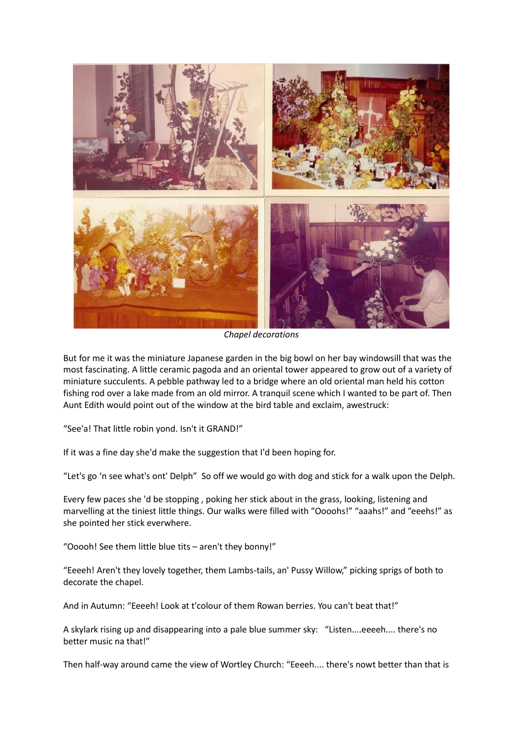*Chapel decorations*

But for me it was the miniature Japanese garden in the big bowl on her bay windowsill that was the most fascinating. A little ceramic pagoda and an oriental tower appeared to grow out of a variety of miniature succulents. A pebble pathway led to a bridge where an old oriental man held his cotton fishing rod over a lake made from an old mirror. A tranquil scene which I wanted to be part of. Then Aunt Edith would point out of the window at the bird table and exclaim, awestruck:

"See'a! That little robin yond. Isn't it GRAND!"

If it was a fine day she'd make the suggestion that I'd been hoping for.

"Let's go 'n see what's ont' Delph" So off we would go with dog and stick for a walk upon the Delph.

Every few paces she 'd be stopping , poking her stick about in the grass, looking, listening and marvelling at the tiniest little things. Our walks were filled with "Oooohs!" "aaahs!" and "eeehs!" as she pointed her stick everwhere.

"Ooooh! See them little blue tits – aren't they bonny!"

"Eeeeh! Aren't they lovely together, them Lambs-tails, an' Pussy Willow," picking sprigs of both to decorate the chapel.

And in Autumn: "Eeeeh! Look at t'colour of them Rowan berries. You can't beat that!"

A skylark rising up and disappearing into a pale blue summer sky: "Listen....eeeeh.... there's no better music na that!"

Then half-way around came the view of Wortley Church: "Eeeeh.... there's nowt better than that is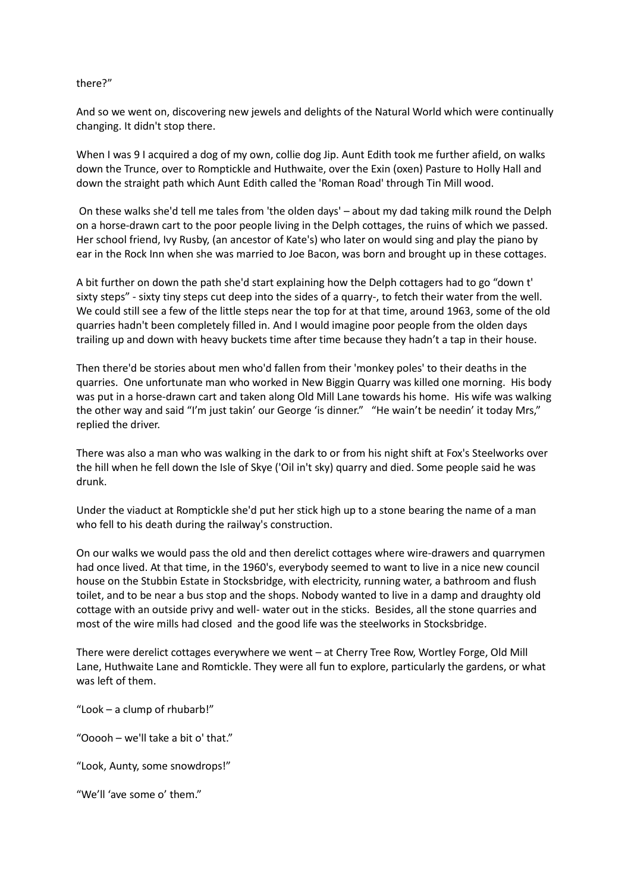there?"

And so we went on, discovering new jewels and delights of the Natural World which were continually changing. It didn't stop there.

When I was 9 I acquired a dog of my own, collie dog Jip. Aunt Edith took me further afield, on walks down the Trunce, over to Romptickle and Huthwaite, over the Exin (oxen) Pasture to Holly Hall and down the straight path which Aunt Edith called the 'Roman Road' through Tin Mill wood.

On these walks she'd tell me tales from 'the olden days' – about my dad taking milk round the Delph on a horse-drawn cart to the poor people living in the Delph cottages, the ruins of which we passed. Her school friend, Ivy Rusby, (an ancestor of Kate's) who later on would sing and play the piano by ear in the Rock Inn when she was married to Joe Bacon, was born and brought up in these cottages.

A bit further on down the path she'd start explaining how the Delph cottagers had to go "down t' sixty steps" - sixty tiny steps cut deep into the sides of a quarry-, to fetch their water from the well. We could still see a few of the little steps near the top for at that time, around 1963, some of the old quarries hadn't been completely filled in. And I would imagine poor people from the olden days trailing up and down with heavy buckets time after time because they hadn't a tap in their house.

Then there'd be stories about men who'd fallen from their 'monkey poles' to their deaths in the quarries. One unfortunate man who worked in New Biggin Quarry was killed one morning. His body was put in a horse-drawn cart and taken along Old Mill Lane towards his home. His wife was walking the other way and said "I'm just takin' our George 'is dinner." "He wain't be needin' it today Mrs," replied the driver.

There was also a man who was walking in the dark to or from his night shift at Fox's Steelworks over the hill when he fell down the Isle of Skye ('Oil in't sky) quarry and died. Some people said he was drunk.

Under the viaduct at Romptickle she'd put her stick high up to a stone bearing the name of a man who fell to his death during the railway's construction.

On our walks we would pass the old and then derelict cottages where wire-drawers and quarrymen had once lived. At that time, in the 1960's, everybody seemed to want to live in a nice new council house on the Stubbin Estate in Stocksbridge, with electricity, running water, a bathroom and flush toilet, and to be near a bus stop and the shops. Nobody wanted to live in a damp and draughty old cottage with an outside privy and well- water out in the sticks. Besides, all the stone quarries and most of the wire mills had closed and the good life was the steelworks in Stocksbridge.

There were derelict cottages everywhere we went – at Cherry Tree Row, Wortley Forge, Old Mill Lane, Huthwaite Lane and Romtickle. They were all fun to explore, particularly the gardens, or what was left of them.

"Look – a clump of rhubarb!"

"Ooooh – we'll take a bit o' that."

"Look, Aunty, some snowdrops!"

"We'll 'ave some o' them."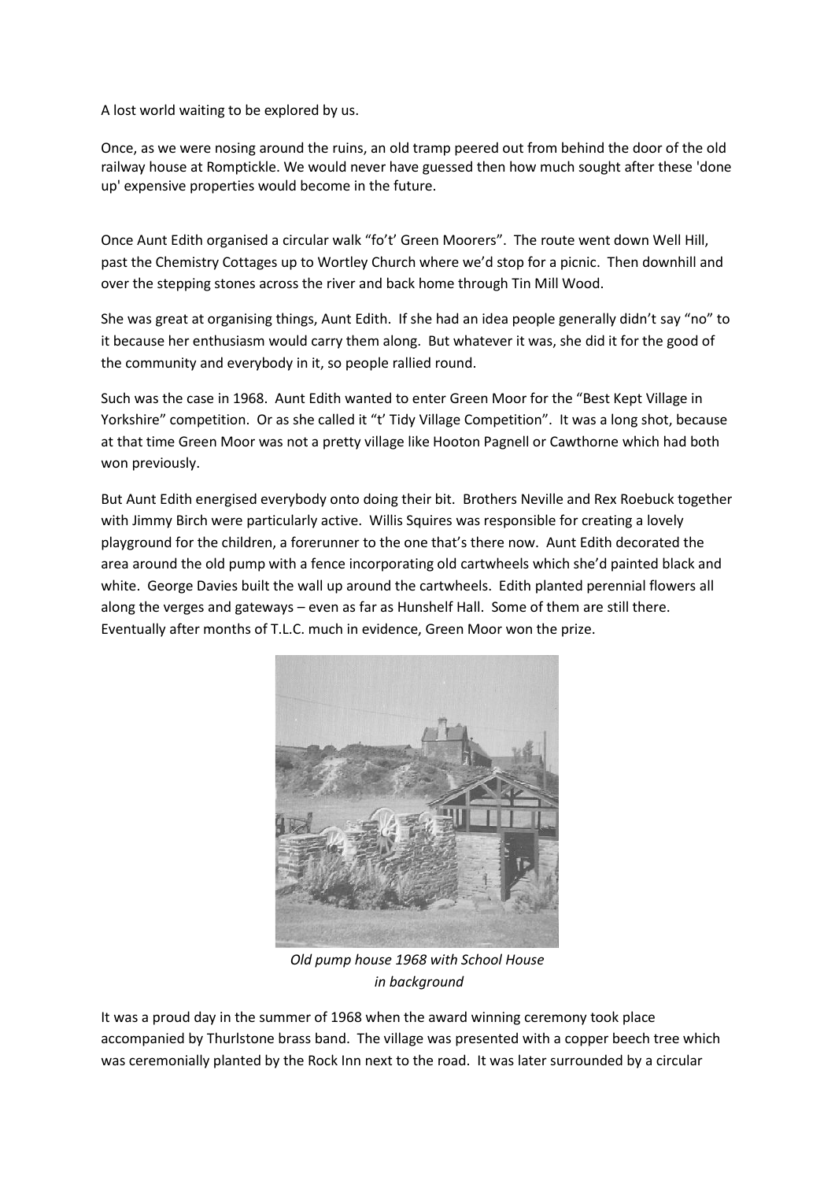A lost world waiting to be explored by us.

Once, as we were nosing around the ruins, an old tramp peered out from behind the door of the old railway house at Romptickle. We would never have guessed then how much sought after these 'done up' expensive properties would become in the future.

Once Aunt Edith organised a circular walk "fo't' Green Moorers". The route went down Well Hill, past the Chemistry Cottages up to Wortley Church where we'd stop for a picnic. Then downhill and over the stepping stones across the river and back home through Tin Mill Wood.

She was great at organising things, Aunt Edith. If she had an idea people generally didn't say "no" to it because her enthusiasm would carry them along. But whatever it was, she did it for the good of the community and everybody in it, so people rallied round.

Such was the case in 1968. Aunt Edith wanted to enter Green Moor for the "Best Kept Village in Yorkshire" competition. Or as she called it "t' Tidy Village Competition". It was a long shot, because at that time Green Moor was not a pretty village like Hooton Pagnell or Cawthorne which had both won previously.

But Aunt Edith energised everybody onto doing their bit. Brothers Neville and Rex Roebuck together with Jimmy Birch were particularly active. Willis Squires was responsible for creating a lovely playground for the children, a forerunner to the one that's there now. Aunt Edith decorated the area around the old pump with a fence incorporating old cartwheels which she'd painted black and white. George Davies built the wall up around the cartwheels. Edith planted perennial flowers all along the verges and gateways – even as far as Hunshelf Hall. Some of them are still there. Eventually after months of T.L.C. much in evidence, Green Moor won the prize.

*Old pump house 1968 with School House in background*

It was a proud day in the summer of 1968 when the award winning ceremony took place accompanied by Thurlstone brass band. The village was presented with a copper beech tree which was ceremonially planted by the Rock Inn next to the road. It was later surrounded by a circular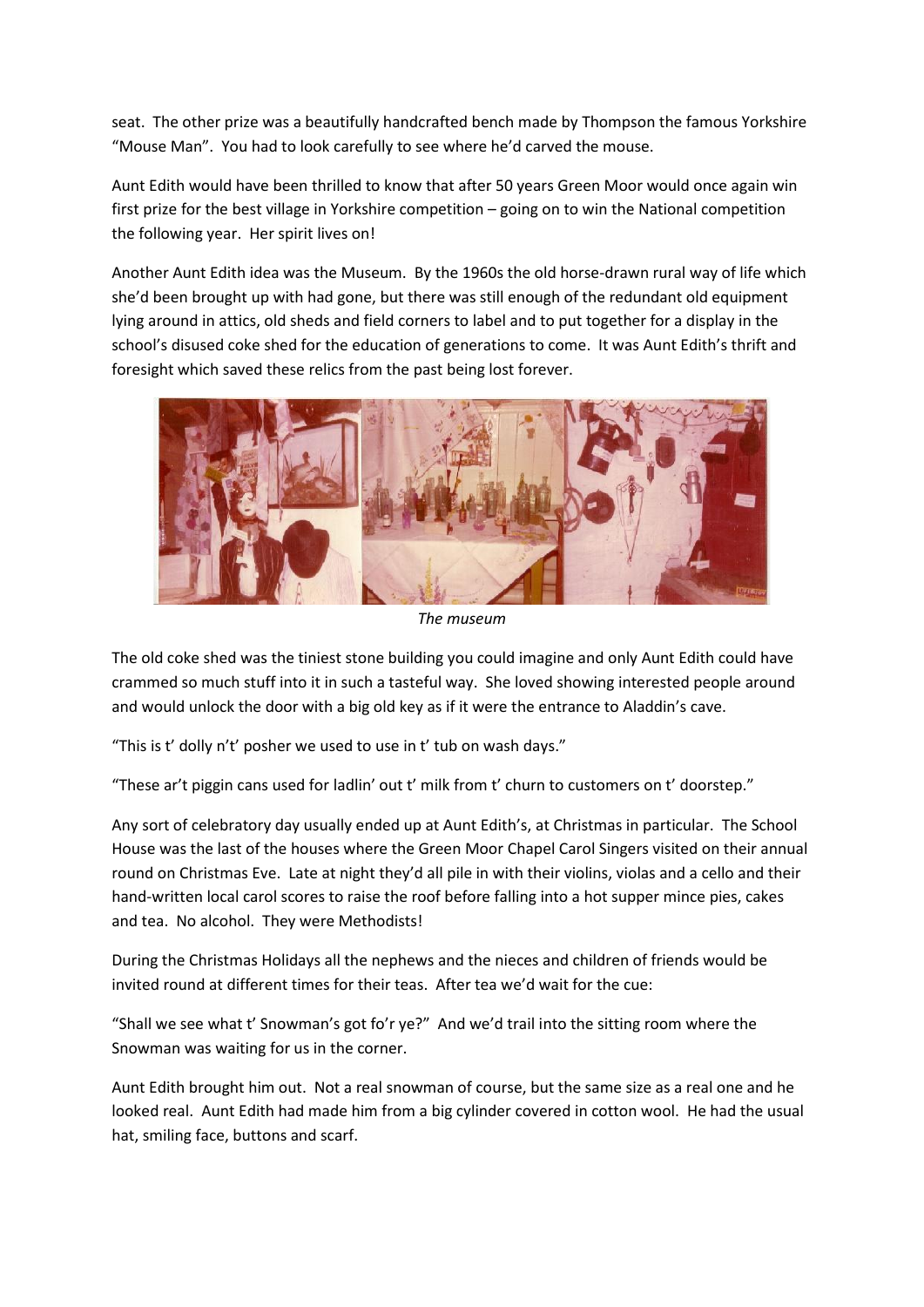seat. The other prize was a beautifully handcrafted bench made by Thompson the famous Yorkshire "Mouse Man". You had to look carefully to see where he'd carved the mouse.

Aunt Edith would have been thrilled to know that after 50 years Green Moor would once again win first prize for the best village in Yorkshire competition – going on to win the National competition the following year. Her spirit lives on!

Another Aunt Edith idea was the Museum. By the 1960s the old horse-drawn rural way of life which she'd been brought up with had gone, but there was still enough of the redundant old equipment lying around in attics, old sheds and field corners to label and to put together for a display in the school's disused coke shed for the education of generations to come. It was Aunt Edith's thrift and foresight which saved these relics from the past being lost forever.

*The museum*

The old coke shed was the tiniest stone building you could imagine and only Aunt Edith could have crammed so much stuff into it in such a tasteful way. She loved showing interested people around and would unlock the door with a big old key as if it were the entrance to Aladdin's cave.

"This is t' dolly n't' posher we used to use in t' tub on wash days."

"These ar't piggin cans used for ladlin' out t' milk from t' churn to customers on t' doorstep."

Any sort of celebratory day usually ended up at Aunt Edith's, at Christmas in particular. The School House was the last of the houses where the Green Moor Chapel Carol Singers visited on their annual round on Christmas Eve. Late at night they'd all pile in with their violins, violas and a cello and their hand-written local carol scores to raise the roof before falling into a hot supper mince pies, cakes and tea. No alcohol. They were Methodists!

During the Christmas Holidays all the nephews and the nieces and children of friends would be invited round at different times for their teas. After tea we'd wait for the cue:

"Shall we see what t' Snowman's got fo'r ye?" And we'd trail into the sitting room where the Snowman was waiting for us in the corner.

Aunt Edith brought him out. Not a real snowman of course, but the same size as a real one and he looked real. Aunt Edith had made him from a big cylinder covered in cotton wool. He had the usual hat, smiling face, buttons and scarf.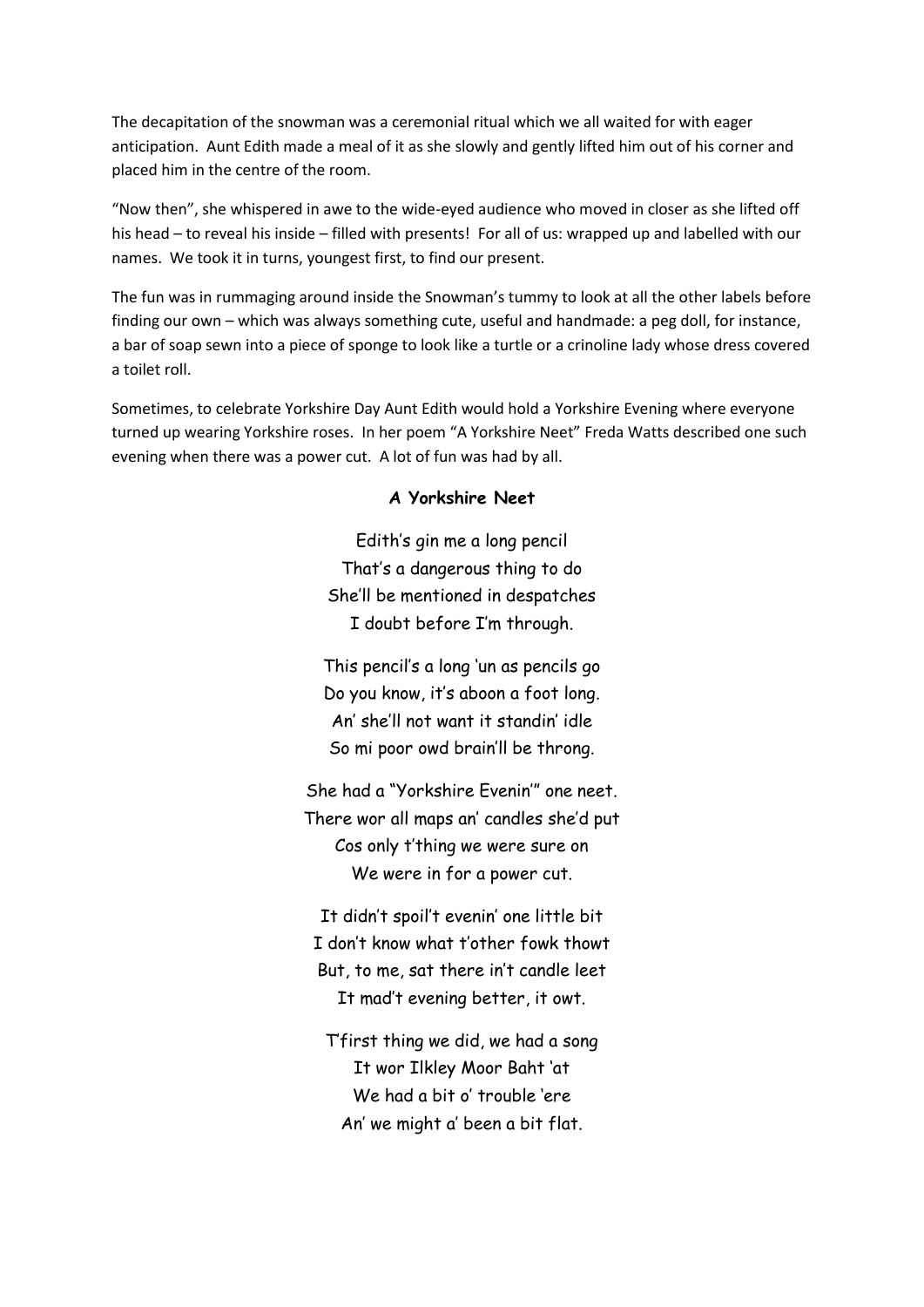The decapitation of the snowman was a ceremonial ritual which we all waited for with eager anticipation. Aunt Edith made a meal of it as she slowly and gently lifted him out of his corner and placed him in the centre of the room.

"Now then", she whispered in awe to the wide-eyed audience who moved in closer as she lifted off his head – to reveal his inside – filled with presents! For all of us: wrapped up and labelled with our names. We took it in turns, youngest first, to find our present.

The fun was in rummaging around inside the Snowman's tummy to look at all the other labels before finding our own – which was always something cute, useful and handmade: a peg doll, for instance, a bar of soap sewn into a piece of sponge to look like a turtle or a crinoline lady whose dress covered a toilet roll.

Sometimes, to celebrate Yorkshire Day Aunt Edith would hold a Yorkshire Evening where everyone turned up wearing Yorkshire roses. In her poem "A Yorkshire Neet" Freda Watts described one such evening when there was a power cut. A lot of fun was had by all.

**A Yorkshire Neet**

Edith's gin me a long pencil  
That's a dangerous thing to do  
She'll be mentioned in despatches  
I doubt before I'm through.

This pencil's a long 'un as pencils go  
Do you know, it's aboon a foot long.  
An' she'll not want it standin' idle  
So mi poor owd brain'll be throng.

She had a "Yorkshire Evenin'" one neet.  
There wor all maps an' candles she'd put  
Cos only t'thing we were sure on  
We were in for a power cut.

It didn't spoil't evenin' one little bit  
I don't know what t'other fowk thowt  
But, to me, sat there in't candle leet  
It mad't evening better, it owt.

T'first thing we did, we had a song  
It wor Ilkley Moor Baht 'at  
We had a bit o' trouble 'ere  
An' we might a' been a bit flat.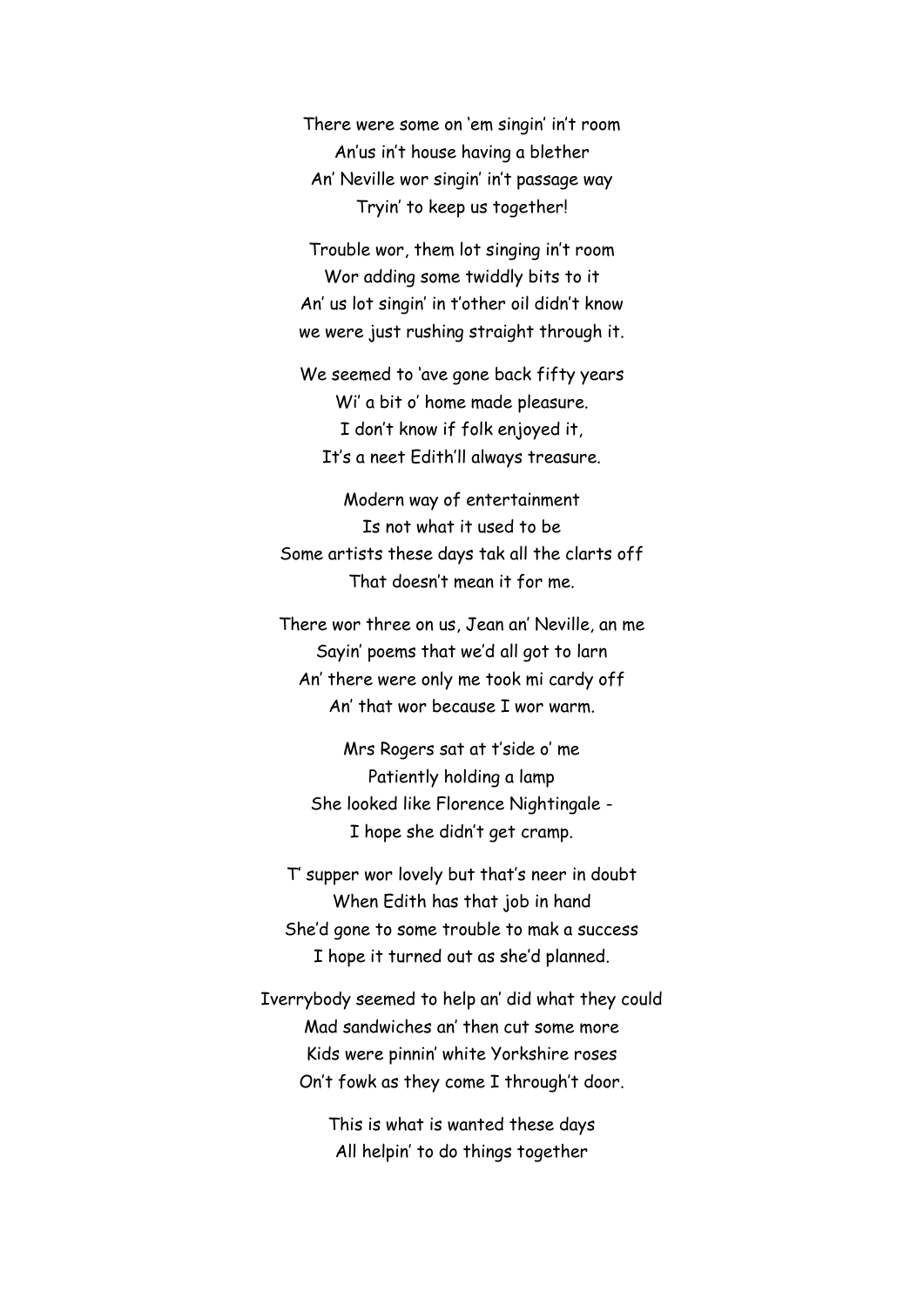There were some on 'em singin' in't room  
An'us in't house having a blether  
An' Neville wor singin' in't passage way  
Tryin' to keep us together!

Trouble wor, them lot singing in't room  
Wor adding some twiddly bits to it  
An' us lot singin' in t'other oil didn't know  
we were just rushing straight through it.

We seemed to 'ave gone back fifty years  
Wi' a bit o' home made pleasure.  
I don't know if folk enjoyed it,  
It's a neet Edith'll always treasure.

Modern way of entertainment  
Is not what it used to be  
Some artists these days tak all the clarts off  
That doesn't mean it for me.

There wor three on us, Jean an' Neville, an me  
Sayin' poems that we'd all got to larn  
An' there were only me took mi cardy off  
An' that wor because I wor warm.

Mrs Rogers sat at t'side o' me  
Patiently holding a lamp  
She looked like Florence Nightingale -  
I hope she didn't get cramp.

T' supper wor lovely but that's neer in doubt  
When Edith has that job in hand  
She'd gone to some trouble to mak a success  
I hope it turned out as she'd planned.

Iverrybody seemed to help an' did what they could  
Mad sandwiches an' then cut some more  
Kids were pinnin' white Yorkshire roses  
On't fowk as they come I through't door.

This is what is wanted these days  
All helpin' to do things together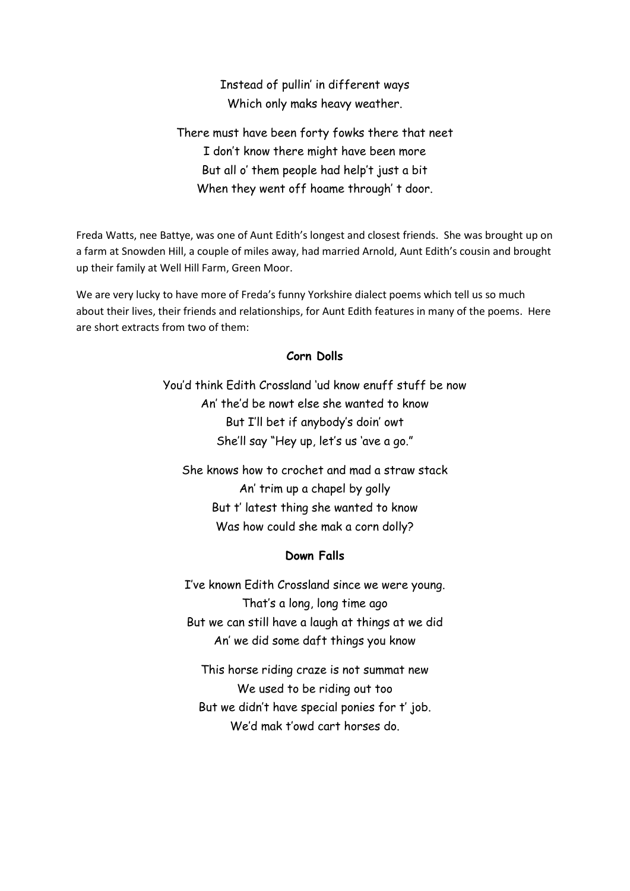Instead of pullin' in different ways  
Which only maks heavy weather.

There must have been forty fowks there that neet  
I don't know there might have been more  
But all o' them people had help't just a bit  
When they went off hoame through' t door.

Freda Watts, nee Battye, was one of Aunt Edith's longest and closest friends. She was brought up on a farm at Snowden Hill, a couple of miles away, had married Arnold, Aunt Edith's cousin and brought up their family at Well Hill Farm, Green Moor.

We are very lucky to have more of Freda's funny Yorkshire dialect poems which tell us so much about their lives, their friends and relationships, for Aunt Edith features in many of the poems. Here are short extracts from two of them:

**Corn Dolls**

You'd think Edith Crossland 'ud know enuff stuff be now  
An' the'd be nowt else she wanted to know  
But I'll bet if anybody's doin' owt  
She'll say "Hey up, let's us 'ave a go."

She knows how to crochet and mad a straw stack  
An' trim up a chapel by golly  
But t' latest thing she wanted to know  
Was how could she mak a corn dolly?

**Down Falls**

I've known Edith Crossland since we were young.  
That's a long, long time ago  
But we can still have a laugh at things at we did  
An' we did some daft things you know

This horse riding craze is not summat new  
We used to be riding out too  
But we didn't have special ponies for t' job.  
We'd mak t'owd cart horses do.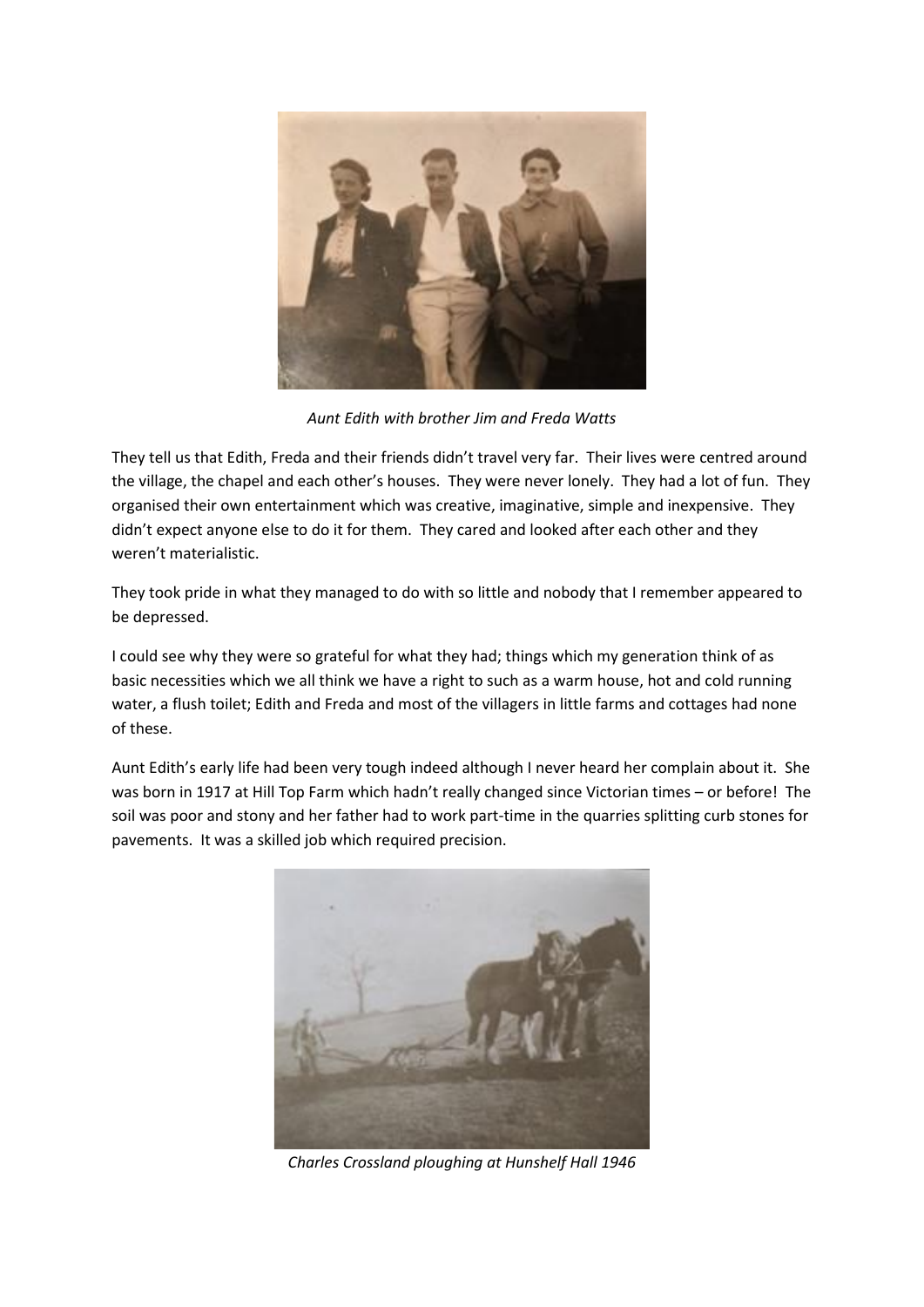*Aunt Edith with brother Jim and Freda Watts*

They tell us that Edith, Freda and their friends didn't travel very far. Their lives were centred around the village, the chapel and each other's houses. They were never lonely. They had a lot of fun. They organised their own entertainment which was creative, imaginative, simple and inexpensive. They didn't expect anyone else to do it for them. They cared and looked after each other and they weren't materialistic.

They took pride in what they managed to do with so little and nobody that I remember appeared to be depressed.

I could see why they were so grateful for what they had; things which my generation think of as basic necessities which we all think we have a right to such as a warm house, hot and cold running water, a flush toilet; Edith and Freda and most of the villagers in little farms and cottages had none of these.

Aunt Edith's early life had been very tough indeed although I never heard her complain about it. She was born in 1917 at Hill Top Farm which hadn't really changed since Victorian times – or before! The soil was poor and stony and her father had to work part-time in the quarries splitting curb stones for pavements. It was a skilled job which required precision.

*Charles Crossland ploughing at Hunshelf Hall 1946*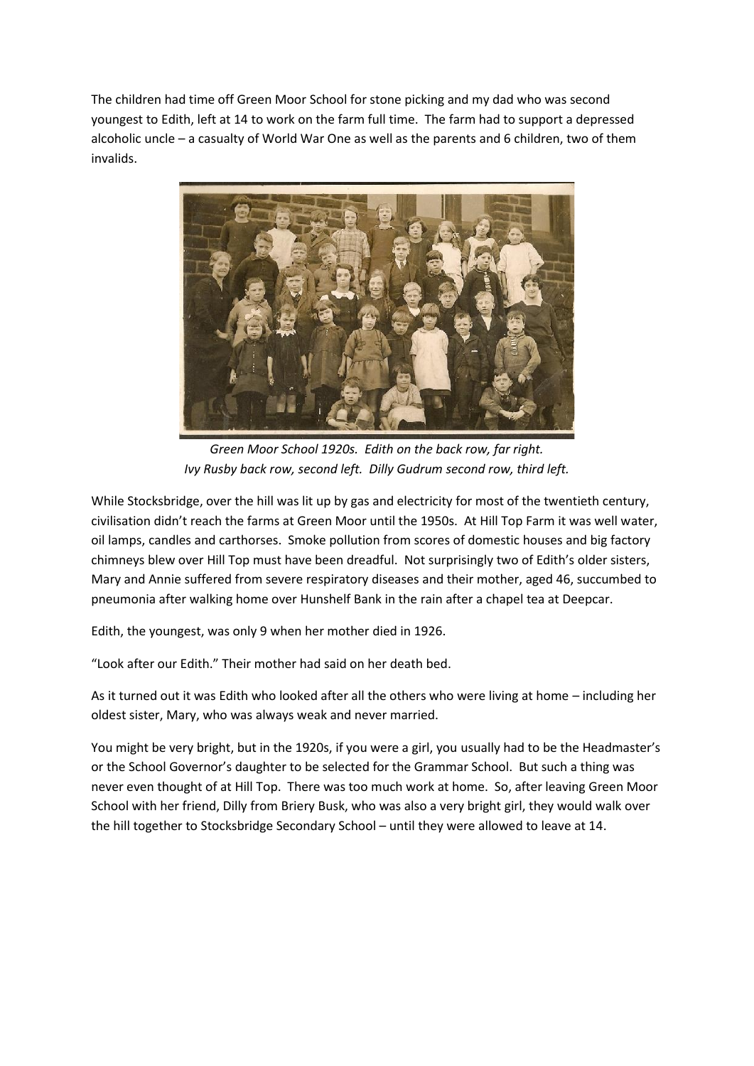The children had time off Green Moor School for stone picking and my dad who was second youngest to Edith, left at 14 to work on the farm full time. The farm had to support a depressed alcoholic uncle – a casualty of World War One as well as the parents and 6 children, two of them invalids.

*Green Moor School 1920s. Edith on the back row, far right.*
*Ivy Rusby back row, second left. Dilly Gudrum second row, third left.*

While Stocksbridge, over the hill was lit up by gas and electricity for most of the twentieth century, civilisation didn't reach the farms at Green Moor until the 1950s. At Hill Top Farm it was well water, oil lamps, candles and carthorses. Smoke pollution from scores of domestic houses and big factory chimneys blew over Hill Top must have been dreadful. Not surprisingly two of Edith's older sisters, Mary and Annie suffered from severe respiratory diseases and their mother, aged 46, succumbed to pneumonia after walking home over Hunshelf Bank in the rain after a chapel tea at Deepcar.

Edith, the youngest, was only 9 when her mother died in 1926.

"Look after our Edith." Their mother had said on her death bed.

As it turned out it was Edith who looked after all the others who were living at home – including her oldest sister, Mary, who was always weak and never married.

You might be very bright, but in the 1920s, if you were a girl, you usually had to be the Headmaster's or the School Governor's daughter to be selected for the Grammar School. But such a thing was never even thought of at Hill Top. There was too much work at home. So, after leaving Green Moor School with her friend, Dilly from Briery Busk, who was also a very bright girl, they would walk over the hill together to Stocksbridge Secondary School – until they were allowed to leave at 14.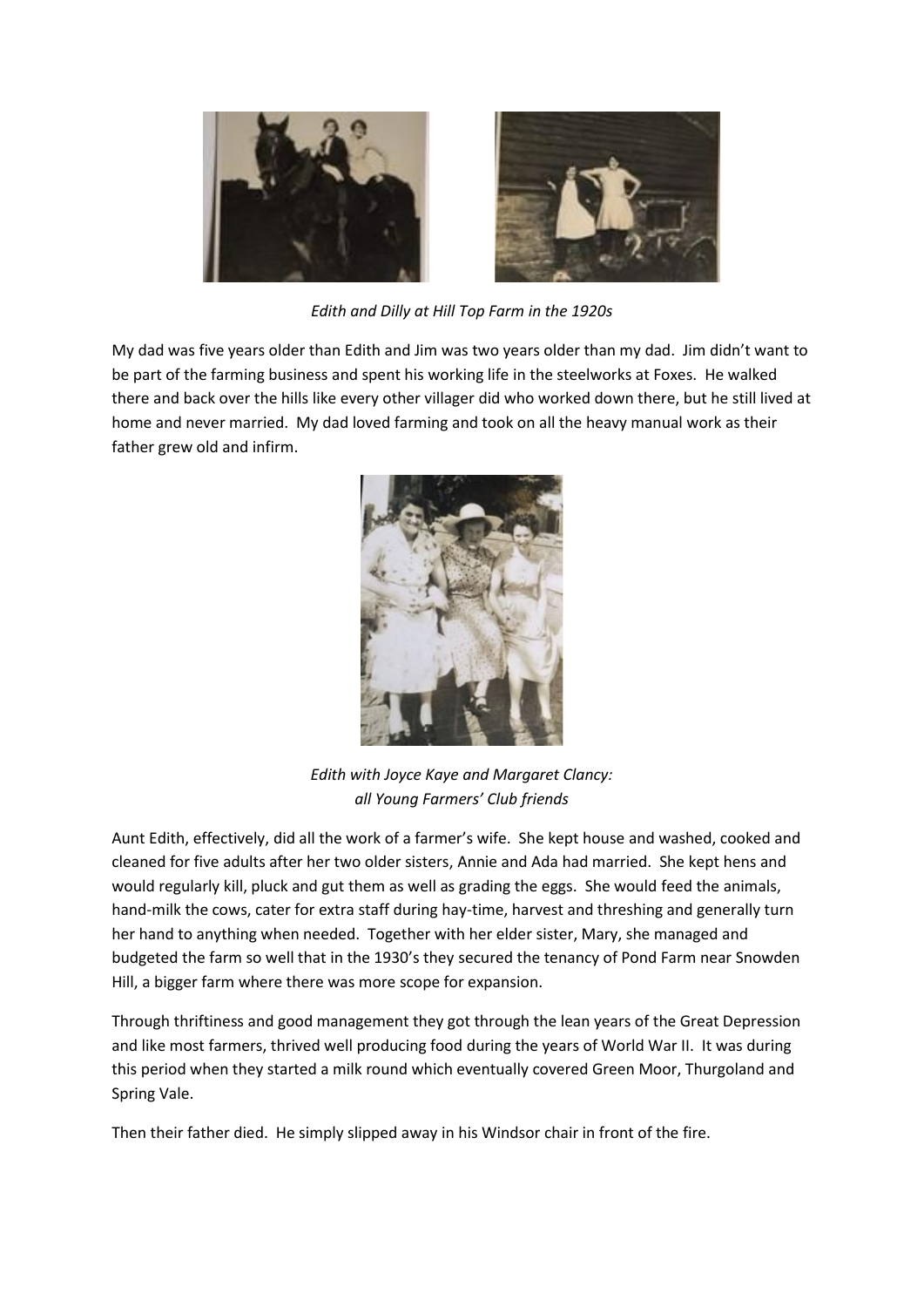*Edith and Dilly at Hill Top Farm in the 1920s*

My dad was five years older than Edith and Jim was two years older than my dad. Jim didn't want to be part of the farming business and spent his working life in the steelworks at Foxes. He walked there and back over the hills like every other villager did who worked down there, but he still lived at home and never married. My dad loved farming and took on all the heavy manual work as their father grew old and infirm.

*Edith with Joyce Kaye and Margaret Clancy: all Young Farmers' Club friends*

Aunt Edith, effectively, did all the work of a farmer's wife. She kept house and washed, cooked and cleaned for five adults after her two older sisters, Annie and Ada had married. She kept hens and would regularly kill, pluck and gut them as well as grading the eggs. She would feed the animals, hand-milk the cows, cater for extra staff during hay-time, harvest and threshing and generally turn her hand to anything when needed. Together with her elder sister, Mary, she managed and budgeted the farm so well that in the 1930's they secured the tenancy of Pond Farm near Snowden Hill, a bigger farm where there was more scope for expansion.

Through thriftiness and good management they got through the lean years of the Great Depression and like most farmers, thrived well producing food during the years of World War II. It was during this period when they started a milk round which eventually covered Green Moor, Thurgoland and Spring Vale.

Then their father died. He simply slipped away in his Windsor chair in front of the fire.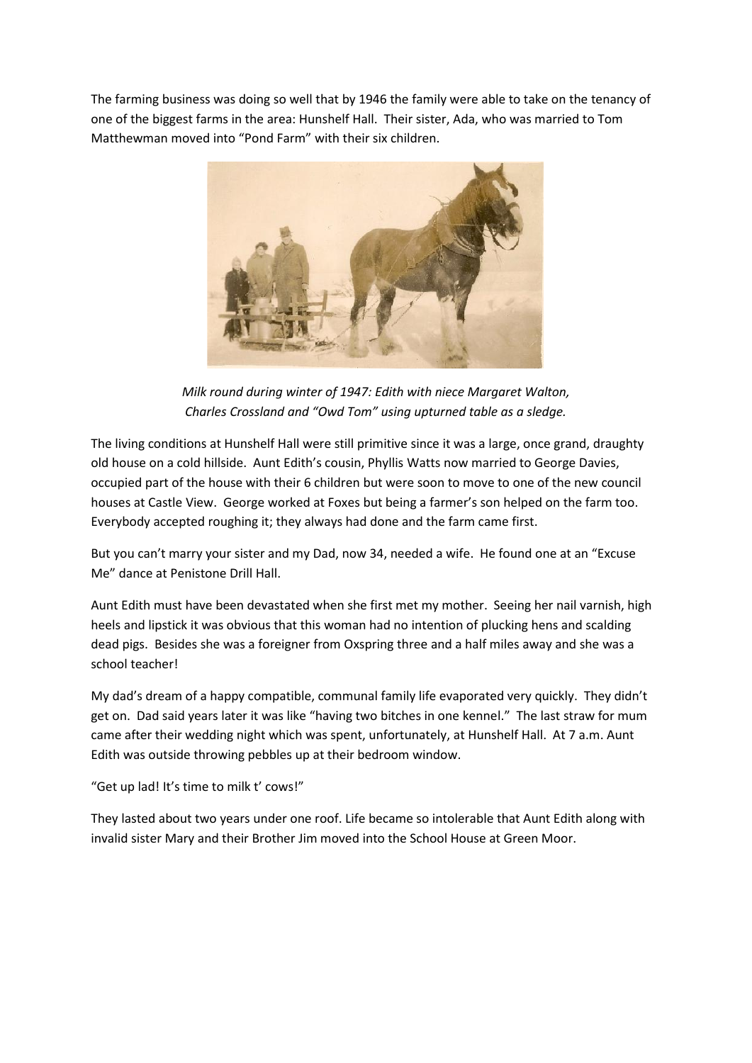The farming business was doing so well that by 1946 the family were able to take on the tenancy of one of the biggest farms in the area: Hunshelf Hall. Their sister, Ada, who was married to Tom Matthewman moved into "Pond Farm" with their six children.

*Milk round during winter of 1947: Edith with niece Margaret Walton, Charles Crossland and "Owd Tom" using upturned table as a sledge.*

The living conditions at Hunshelf Hall were still primitive since it was a large, once grand, draughty old house on a cold hillside. Aunt Edith's cousin, Phyllis Watts now married to George Davies, occupied part of the house with their 6 children but were soon to move to one of the new council houses at Castle View. George worked at Foxes but being a farmer's son helped on the farm too. Everybody accepted roughing it; they always had done and the farm came first.

But you can't marry your sister and my Dad, now 34, needed a wife. He found one at an "Excuse Me" dance at Penistone Drill Hall.

Aunt Edith must have been devastated when she first met my mother. Seeing her nail varnish, high heels and lipstick it was obvious that this woman had no intention of plucking hens and scalding dead pigs. Besides she was a foreigner from Oxspring three and a half miles away and she was a school teacher!

My dad's dream of a happy compatible, communal family life evaporated very quickly. They didn't get on. Dad said years later it was like "having two bitches in one kennel." The last straw for mum came after their wedding night which was spent, unfortunately, at Hunshelf Hall. At 7 a.m. Aunt Edith was outside throwing pebbles up at their bedroom window.

"Get up lad! It's time to milk t' cows!"

They lasted about two years under one roof. Life became so intolerable that Aunt Edith along with invalid sister Mary and their Brother Jim moved into the School House at Green Moor.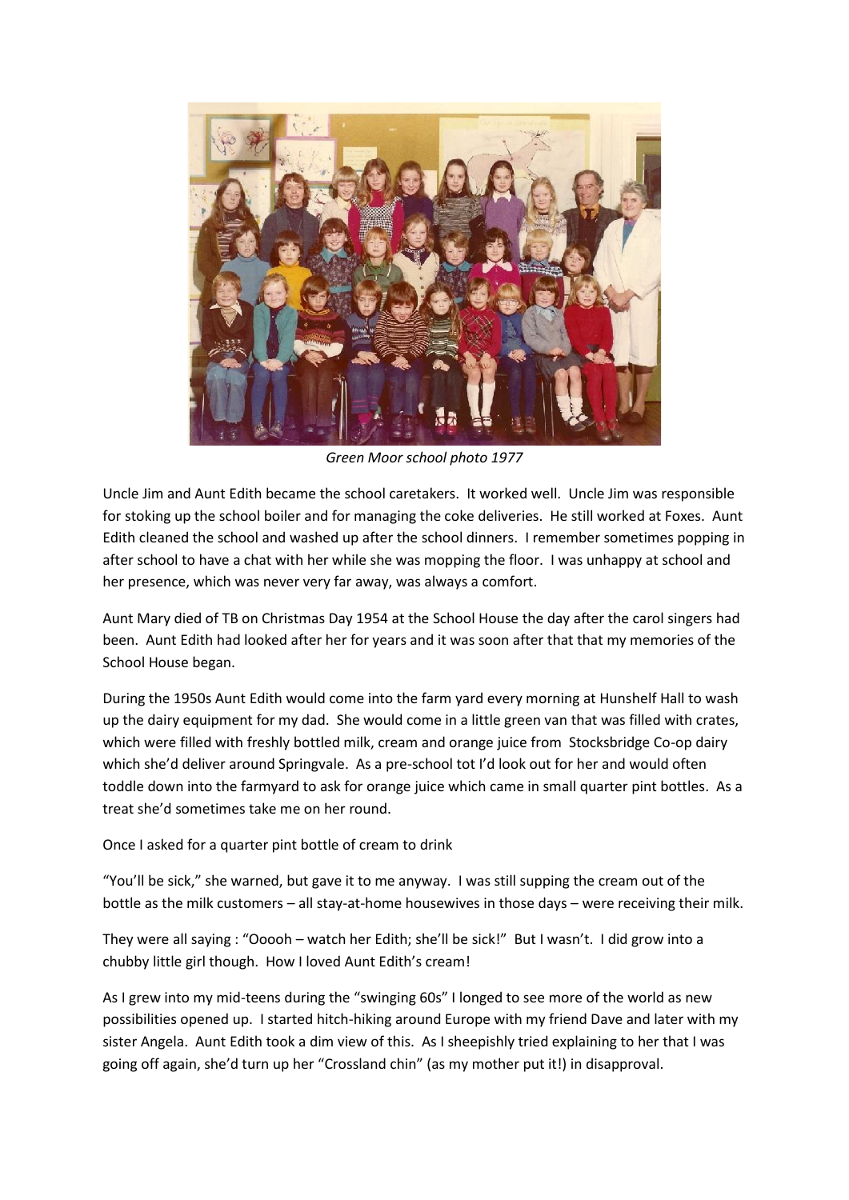*Green Moor school photo 1977*

Uncle Jim and Aunt Edith became the school caretakers. It worked well. Uncle Jim was responsible for stoking up the school boiler and for managing the coke deliveries. He still worked at Foxes. Aunt Edith cleaned the school and washed up after the school dinners. I remember sometimes popping in after school to have a chat with her while she was mopping the floor. I was unhappy at school and her presence, which was never very far away, was always a comfort.

Aunt Mary died of TB on Christmas Day 1954 at the School House the day after the carol singers had been. Aunt Edith had looked after her for years and it was soon after that that my memories of the School House began.

During the 1950s Aunt Edith would come into the farm yard every morning at Hunshelf Hall to wash up the dairy equipment for my dad. She would come in a little green van that was filled with crates, which were filled with freshly bottled milk, cream and orange juice from Stocksbridge Co-op dairy which she'd deliver around Springvale. As a pre-school tot I'd look out for her and would often toddle down into the farmyard to ask for orange juice which came in small quarter pint bottles. As a treat she'd sometimes take me on her round.

Once I asked for a quarter pint bottle of cream to drink

"You'll be sick," she warned, but gave it to me anyway. I was still supping the cream out of the bottle as the milk customers – all stay-at-home housewives in those days – were receiving their milk.

They were all saying : "Ooooh – watch her Edith; she'll be sick!" But I wasn't. I did grow into a chubby little girl though. How I loved Aunt Edith's cream!

As I grew into my mid-teens during the "swinging 60s" I longed to see more of the world as new possibilities opened up. I started hitch-hiking around Europe with my friend Dave and later with my sister Angela. Aunt Edith took a dim view of this. As I sheepishly tried explaining to her that I was going off again, she'd turn up her "Crossland chin" (as my mother put it!) in disapproval.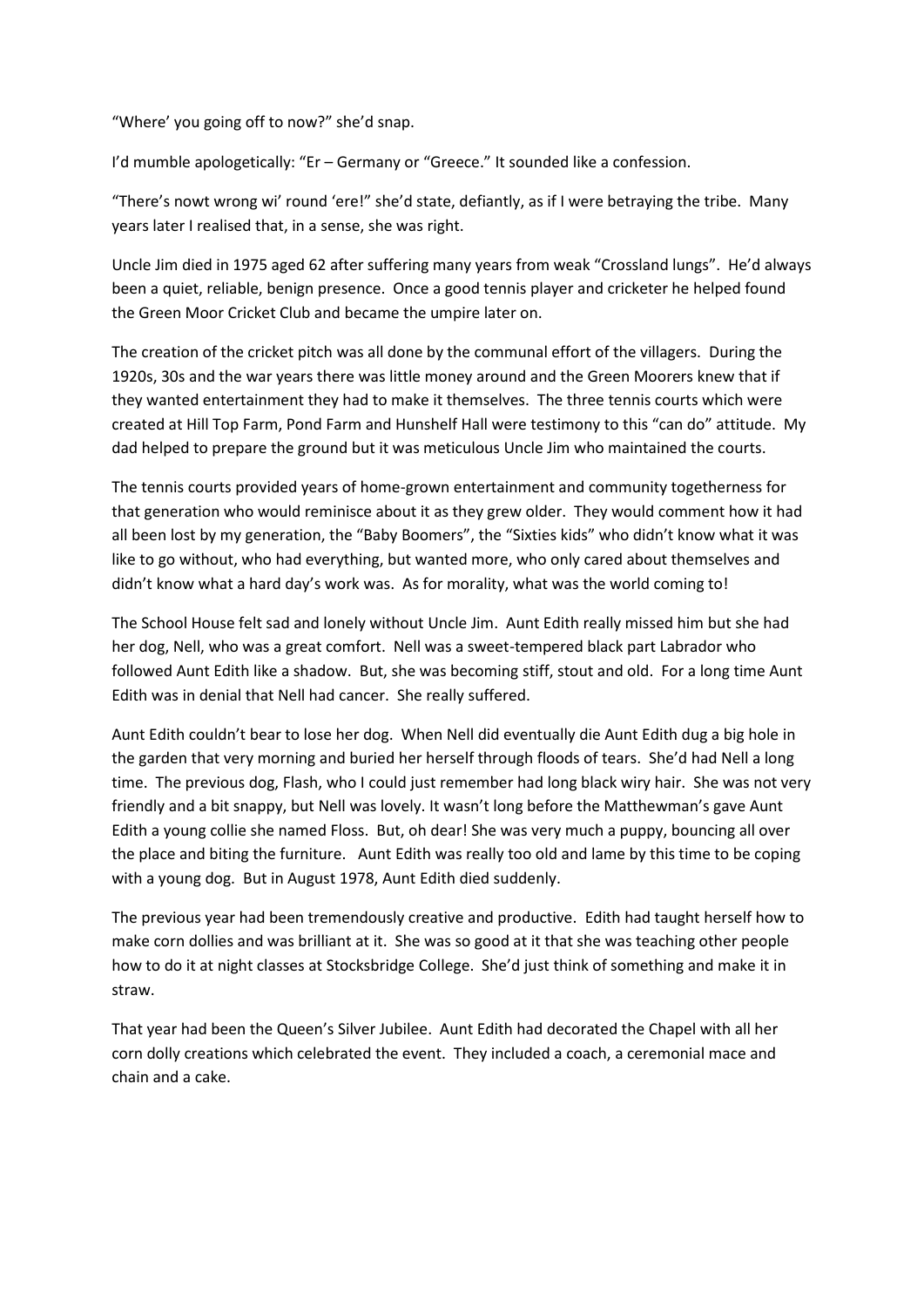"Where' you going off to now?" she'd snap.

I'd mumble apologetically: "Er – Germany or "Greece." It sounded like a confession.

"There's nowt wrong wi' round 'ere!" she'd state, defiantly, as if I were betraying the tribe. Many years later I realised that, in a sense, she was right.

Uncle Jim died in 1975 aged 62 after suffering many years from weak "Crossland lungs". He'd always been a quiet, reliable, benign presence. Once a good tennis player and cricketer he helped found the Green Moor Cricket Club and became the umpire later on.

The creation of the cricket pitch was all done by the communal effort of the villagers. During the 1920s, 30s and the war years there was little money around and the Green Moorers knew that if they wanted entertainment they had to make it themselves. The three tennis courts which were created at Hill Top Farm, Pond Farm and Hunshelf Hall were testimony to this "can do" attitude. My dad helped to prepare the ground but it was meticulous Uncle Jim who maintained the courts.

The tennis courts provided years of home-grown entertainment and community togetherness for that generation who would reminisce about it as they grew older. They would comment how it had all been lost by my generation, the "Baby Boomers", the "Sixties kids" who didn't know what it was like to go without, who had everything, but wanted more, who only cared about themselves and didn't know what a hard day's work was. As for morality, what was the world coming to!

The School House felt sad and lonely without Uncle Jim. Aunt Edith really missed him but she had her dog, Nell, who was a great comfort. Nell was a sweet-tempered black part Labrador who followed Aunt Edith like a shadow. But, she was becoming stiff, stout and old. For a long time Aunt Edith was in denial that Nell had cancer. She really suffered.

Aunt Edith couldn't bear to lose her dog. When Nell did eventually die Aunt Edith dug a big hole in the garden that very morning and buried her herself through floods of tears. She'd had Nell a long time. The previous dog, Flash, who I could just remember had long black wiry hair. She was not very friendly and a bit snappy, but Nell was lovely. It wasn't long before the Matthewman's gave Aunt Edith a young collie she named Floss. But, oh dear! She was very much a puppy, bouncing all over the place and biting the furniture. Aunt Edith was really too old and lame by this time to be coping with a young dog. But in August 1978, Aunt Edith died suddenly.

The previous year had been tremendously creative and productive. Edith had taught herself how to make corn dollies and was brilliant at it. She was so good at it that she was teaching other people how to do it at night classes at Stocksbridge College. She'd just think of something and make it in straw.

That year had been the Queen's Silver Jubilee. Aunt Edith had decorated the Chapel with all her corn dolly creations which celebrated the event. They included a coach, a ceremonial mace and chain and a cake.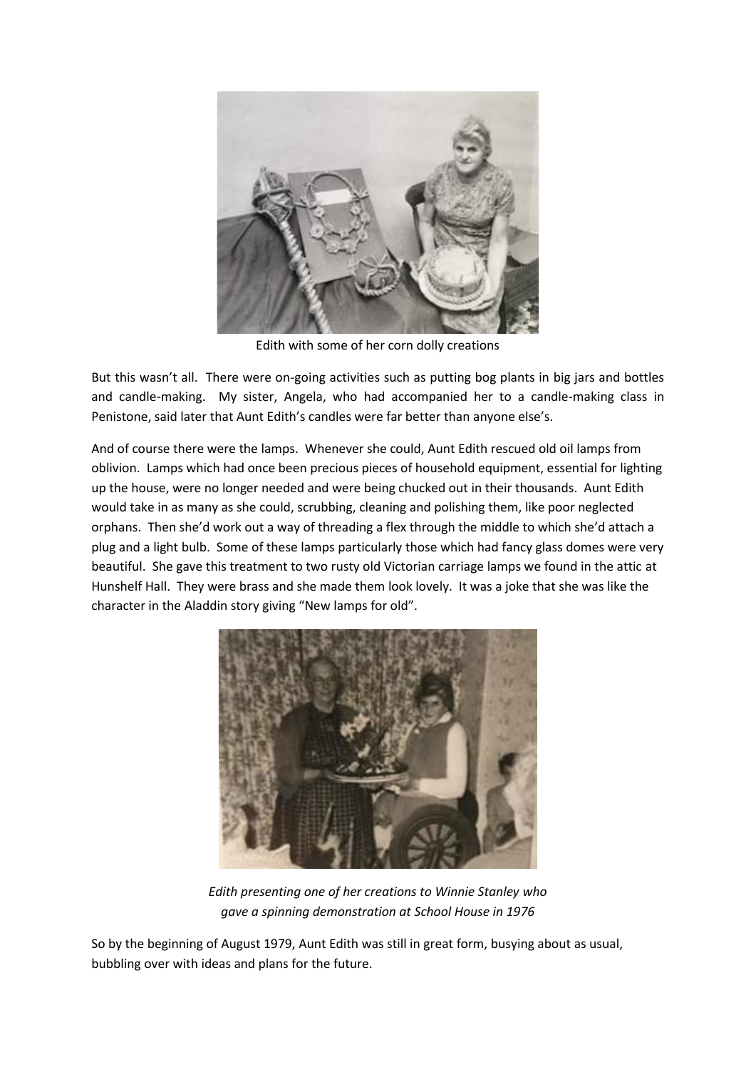Edith with some of her corn dolly creations

But this wasn't all. There were on-going activities such as putting bog plants in big jars and bottles and candle-making. My sister, Angela, who had accompanied her to a candle-making class in Penistone, said later that Aunt Edith's candles were far better than anyone else's.

And of course there were the lamps. Whenever she could, Aunt Edith rescued old oil lamps from oblivion. Lamps which had once been precious pieces of household equipment, essential for lighting up the house, were no longer needed and were being chucked out in their thousands. Aunt Edith would take in as many as she could, scrubbing, cleaning and polishing them, like poor neglected orphans. Then she'd work out a way of threading a flex through the middle to which she'd attach a plug and a light bulb. Some of these lamps particularly those which had fancy glass domes were very beautiful. She gave this treatment to two rusty old Victorian carriage lamps we found in the attic at Hunshelf Hall. They were brass and she made them look lovely. It was a joke that she was like the character in the Aladdin story giving "New lamps for old".

*Edith presenting one of her creations to Winnie Stanley who gave a spinning demonstration at School House in 1976*

So by the beginning of August 1979, Aunt Edith was still in great form, busying about as usual, bubbling over with ideas and plans for the future.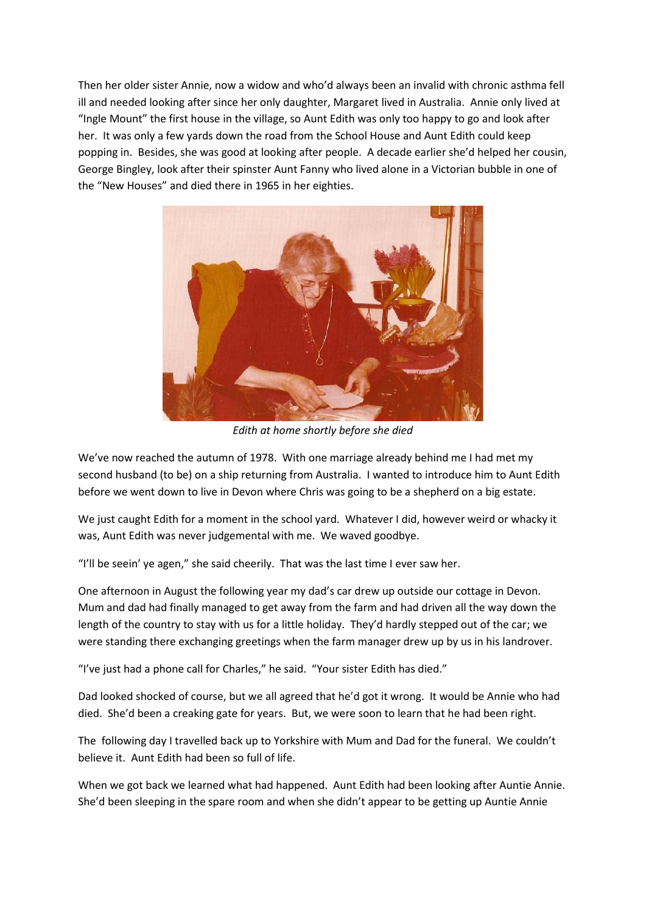Then her older sister Annie, now a widow and who'd always been an invalid with chronic asthma fell ill and needed looking after since her only daughter, Margaret lived in Australia. Annie only lived at "Ingle Mount" the first house in the village, so Aunt Edith was only too happy to go and look after her. It was only a few yards down the road from the School House and Aunt Edith could keep popping in. Besides, she was good at looking after people. A decade earlier she'd helped her cousin, George Bingley, look after their spinster Aunt Fanny who lived alone in a Victorian bubble in one of the "New Houses" and died there in 1965 in her eighties.

*Edith at home shortly before she died*

We've now reached the autumn of 1978. With one marriage already behind me I had met my second husband (to be) on a ship returning from Australia. I wanted to introduce him to Aunt Edith before we went down to live in Devon where Chris was going to be a shepherd on a big estate.

We just caught Edith for a moment in the school yard. Whatever I did, however weird or whacky it was, Aunt Edith was never judgemental with me. We waved goodbye.

"I'll be seein' ye agen," she said cheerily. That was the last time I ever saw her.

One afternoon in August the following year my dad's car drew up outside our cottage in Devon. Mum and dad had finally managed to get away from the farm and had driven all the way down the length of the country to stay with us for a little holiday. They'd hardly stepped out of the car; we were standing there exchanging greetings when the farm manager drew up by us in his landrover.

"I've just had a phone call for Charles," he said. "Your sister Edith has died."

Dad looked shocked of course, but we all agreed that he'd got it wrong. It would be Annie who had died. She'd been a creaking gate for years. But, we were soon to learn that he had been right.

The following day I travelled back up to Yorkshire with Mum and Dad for the funeral. We couldn't believe it. Aunt Edith had been so full of life.

When we got back we learned what had happened. Aunt Edith had been looking after Auntie Annie. She'd been sleeping in the spare room and when she didn't appear to be getting up Auntie Annie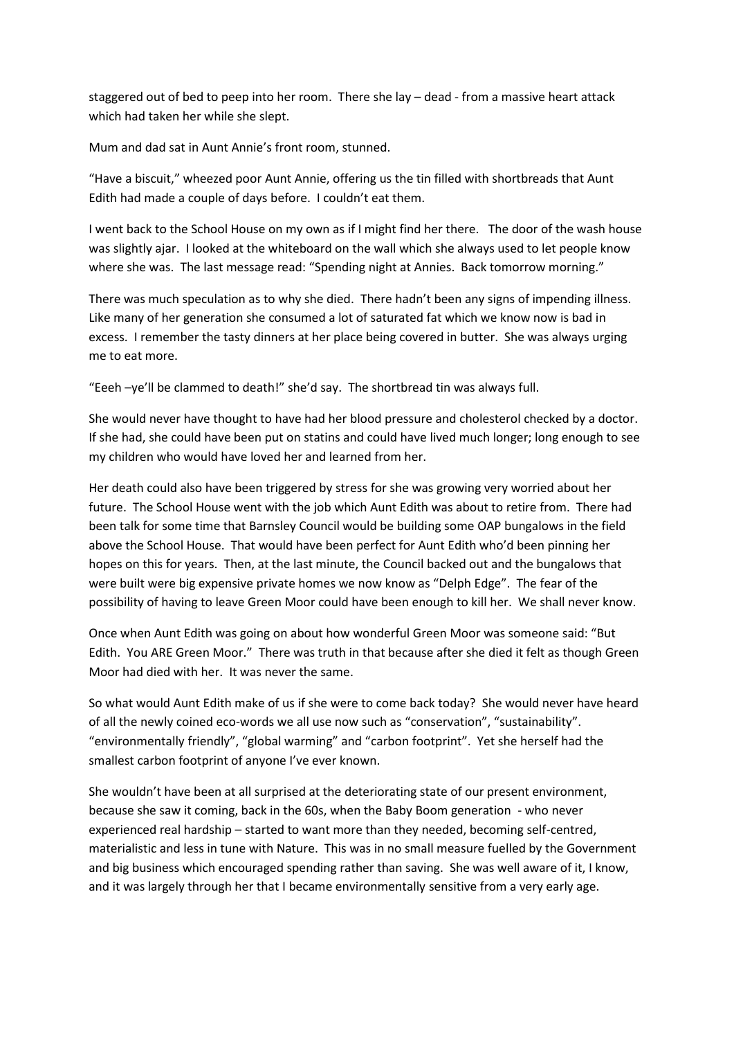staggered out of bed to peep into her room. There she lay – dead - from a massive heart attack which had taken her while she slept.

Mum and dad sat in Aunt Annie's front room, stunned.

"Have a biscuit," wheezed poor Aunt Annie, offering us the tin filled with shortbreads that Aunt Edith had made a couple of days before. I couldn't eat them.

I went back to the School House on my own as if I might find her there. The door of the wash house was slightly ajar. I looked at the whiteboard on the wall which she always used to let people know where she was. The last message read: "Spending night at Annies. Back tomorrow morning."

There was much speculation as to why she died. There hadn't been any signs of impending illness. Like many of her generation she consumed a lot of saturated fat which we know now is bad in excess. I remember the tasty dinners at her place being covered in butter. She was always urging me to eat more.

"Eeeh –ye'll be clammed to death!" she'd say. The shortbread tin was always full.

She would never have thought to have had her blood pressure and cholesterol checked by a doctor. If she had, she could have been put on statins and could have lived much longer; long enough to see my children who would have loved her and learned from her.

Her death could also have been triggered by stress for she was growing very worried about her future. The School House went with the job which Aunt Edith was about to retire from. There had been talk for some time that Barnsley Council would be building some OAP bungalows in the field above the School House. That would have been perfect for Aunt Edith who'd been pinning her hopes on this for years. Then, at the last minute, the Council backed out and the bungalows that were built were big expensive private homes we now know as "Delph Edge". The fear of the possibility of having to leave Green Moor could have been enough to kill her. We shall never know.

Once when Aunt Edith was going on about how wonderful Green Moor was someone said: "But Edith. You ARE Green Moor." There was truth in that because after she died it felt as though Green Moor had died with her. It was never the same.

So what would Aunt Edith make of us if she were to come back today? She would never have heard of all the newly coined eco-words we all use now such as "conservation", "sustainability". "environmentally friendly", "global warming" and "carbon footprint". Yet she herself had the smallest carbon footprint of anyone I've ever known.

She wouldn't have been at all surprised at the deteriorating state of our present environment, because she saw it coming, back in the 60s, when the Baby Boom generation - who never experienced real hardship – started to want more than they needed, becoming self-centred, materialistic and less in tune with Nature. This was in no small measure fuelled by the Government and big business which encouraged spending rather than saving. She was well aware of it, I know, and it was largely through her that I became environmentally sensitive from a very early age.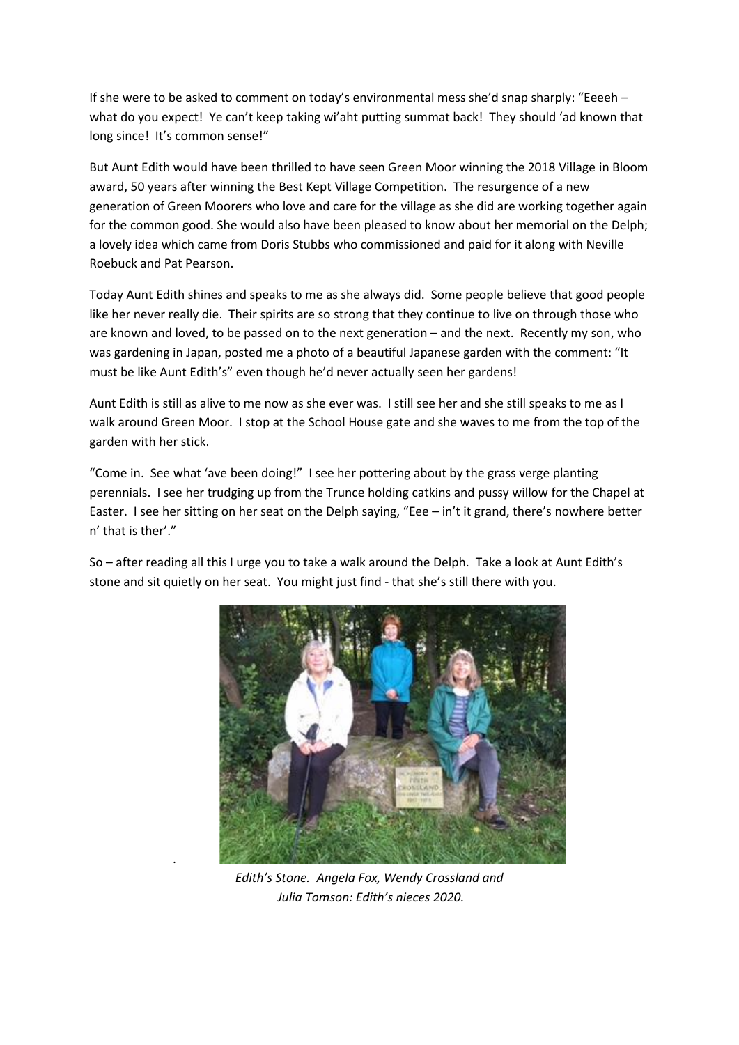If she were to be asked to comment on today's environmental mess she'd snap sharply: "Eeeeh – what do you expect! Ye can't keep taking wi'aht putting summat back! They should 'ad known that long since! It's common sense!"

But Aunt Edith would have been thrilled to have seen Green Moor winning the 2018 Village in Bloom award, 50 years after winning the Best Kept Village Competition. The resurgence of a new generation of Green Moorers who love and care for the village as she did are working together again for the common good. She would also have been pleased to know about her memorial on the Delph; a lovely idea which came from Doris Stubbs who commissioned and paid for it along with Neville Roebuck and Pat Pearson.

Today Aunt Edith shines and speaks to me as she always did. Some people believe that good people like her never really die. Their spirits are so strong that they continue to live on through those who are known and loved, to be passed on to the next generation – and the next. Recently my son, who was gardening in Japan, posted me a photo of a beautiful Japanese garden with the comment: "It must be like Aunt Edith's" even though he'd never actually seen her gardens!

Aunt Edith is still as alive to me now as she ever was. I still see her and she still speaks to me as I walk around Green Moor. I stop at the School House gate and she waves to me from the top of the garden with her stick.

"Come in. See what 'ave been doing!" I see her pottering about by the grass verge planting perennials. I see her trudging up from the Trunce holding catkins and pussy willow for the Chapel at Easter. I see her sitting on her seat on the Delph saying, "Eee – in't it grand, there's nowhere better n' that is ther'."

So – after reading all this I urge you to take a walk around the Delph. Take a look at Aunt Edith's stone and sit quietly on her seat. You might just find - that she's still there with you.

*Edith's Stone. Angela Fox, Wendy Crossland and Julia Tomson: Edith's nieces 2020.*